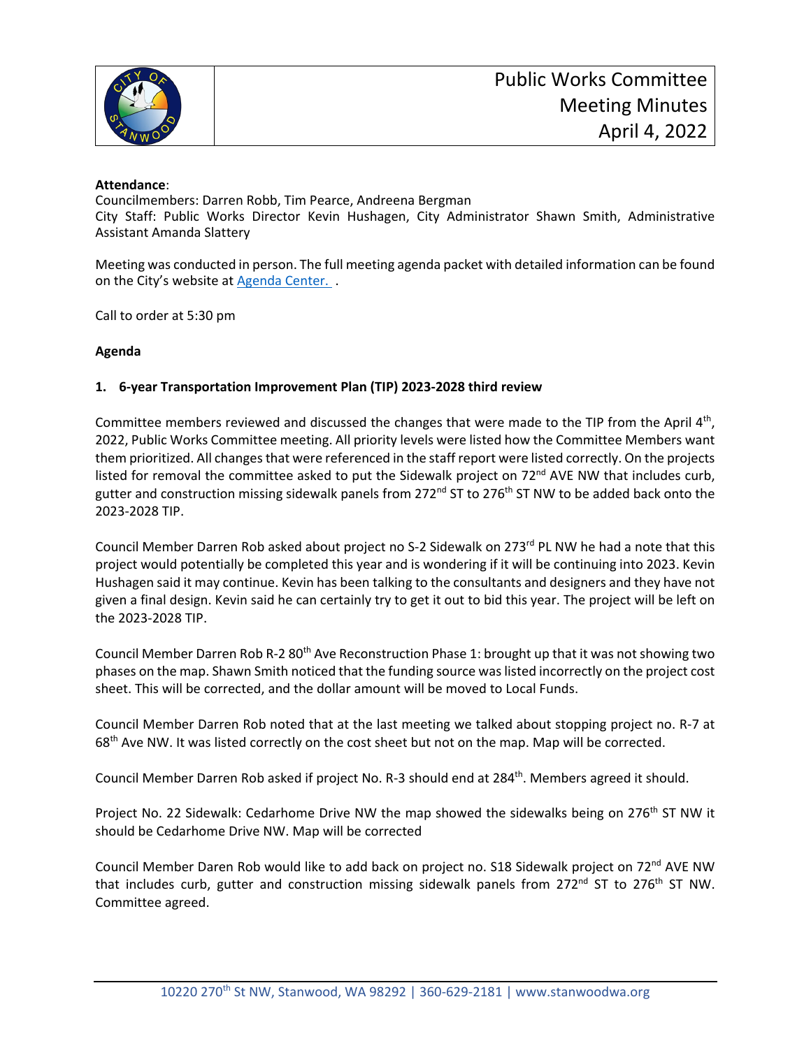# Public Works Committee Meeting Minutes April 4, 2022

**Attendance**:
Councilmembers: Darren Robb, Tim Pearce, Andreena Bergman
City Staff: Public Works Director Kevin Hushagen, City Administrator Shawn Smith, Administrative Assistant Amanda Slattery

Meeting was conducted in person. The full meeting agenda packet with detailed information can be found on the City's website at Agenda Center. .

Call to order at 5:30 pm

**Agenda**

**1. 6-year Transportation Improvement Plan (TIP) 2023-2028 third review**

Committee members reviewed and discussed the changes that were made to the TIP from the April 4th, 2022, Public Works Committee meeting. All priority levels were listed how the Committee Members want them prioritized. All changes that were referenced in the staff report were listed correctly. On the projects listed for removal the committee asked to put the Sidewalk project on 72nd AVE NW that includes curb, gutter and construction missing sidewalk panels from 272nd ST to 276th ST NW to be added back onto the 2023-2028 TIP.

Council Member Darren Rob asked about project no S-2 Sidewalk on 273rd PL NW he had a note that this project would potentially be completed this year and is wondering if it will be continuing into 2023. Kevin Hushagen said it may continue. Kevin has been talking to the consultants and designers and they have not given a final design. Kevin said he can certainly try to get it out to bid this year. The project will be left on the 2023-2028 TIP.

Council Member Darren Rob R-2 80th Ave Reconstruction Phase 1: brought up that it was not showing two phases on the map. Shawn Smith noticed that the funding source was listed incorrectly on the project cost sheet. This will be corrected, and the dollar amount will be moved to Local Funds.

Council Member Darren Rob noted that at the last meeting we talked about stopping project no. R-7 at 68th Ave NW. It was listed correctly on the cost sheet but not on the map. Map will be corrected.

Council Member Darren Rob asked if project No. R-3 should end at 284th. Members agreed it should.

Project No. 22 Sidewalk: Cedarhome Drive NW the map showed the sidewalks being on 276th ST NW it should be Cedarhome Drive NW. Map will be corrected

Council Member Daren Rob would like to add back on project no. S18 Sidewalk project on 72nd AVE NW that includes curb, gutter and construction missing sidewalk panels from 272nd ST to 276th ST NW. Committee agreed.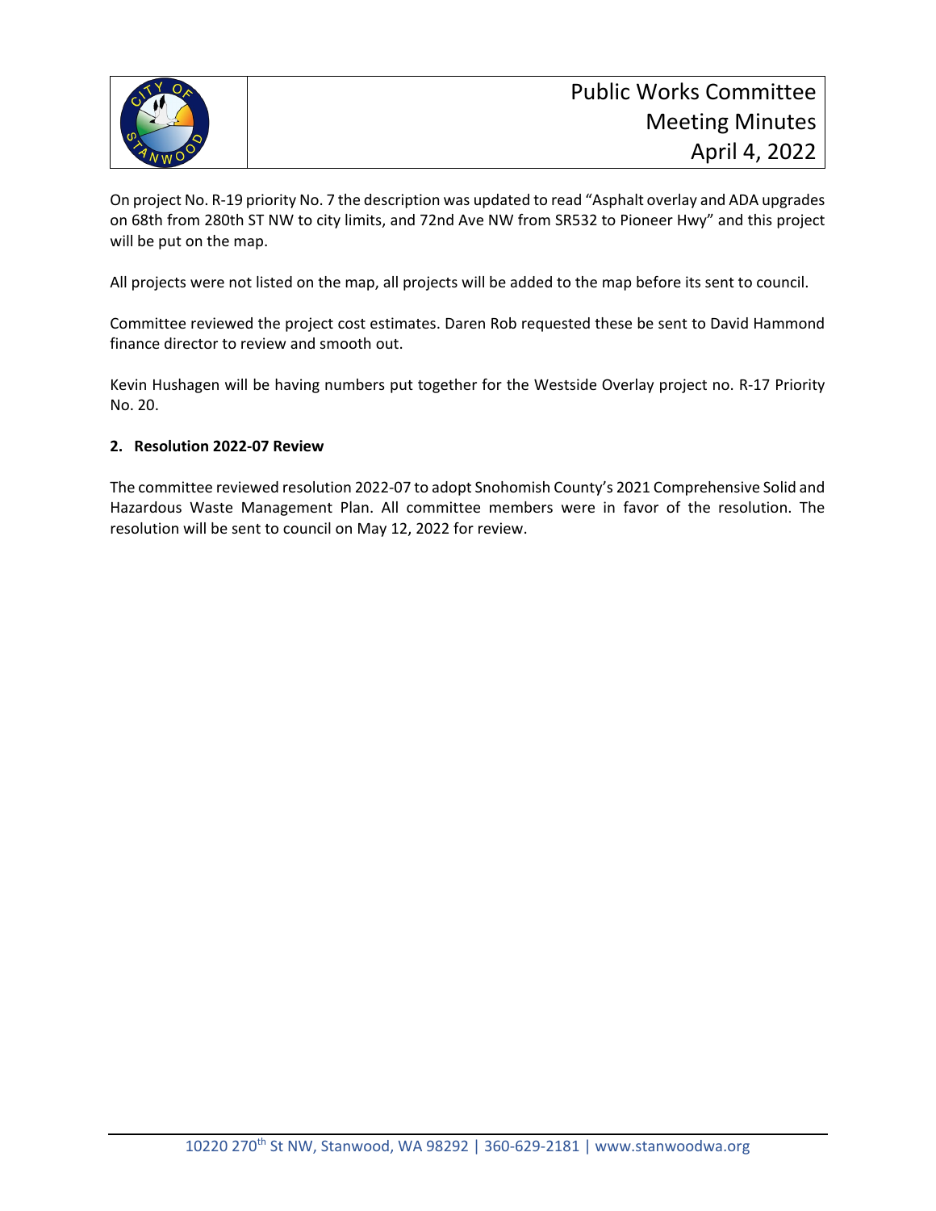On project No. R-19 priority No. 7 the description was updated to read "Asphalt overlay and ADA upgrades on 68th from 280th ST NW to city limits, and 72nd Ave NW from SR532 to Pioneer Hwy" and this project will be put on the map.

All projects were not listed on the map, all projects will be added to the map before its sent to council.

Committee reviewed the project cost estimates. Daren Rob requested these be sent to David Hammond finance director to review and smooth out.

Kevin Hushagen will be having numbers put together for the Westside Overlay project no. R-17 Priority No. 20.

**2. Resolution 2022-07 Review**

The committee reviewed resolution 2022-07 to adopt Snohomish County's 2021 Comprehensive Solid and Hazardous Waste Management Plan. All committee members were in favor of the resolution. The resolution will be sent to council on May 12, 2022 for review.